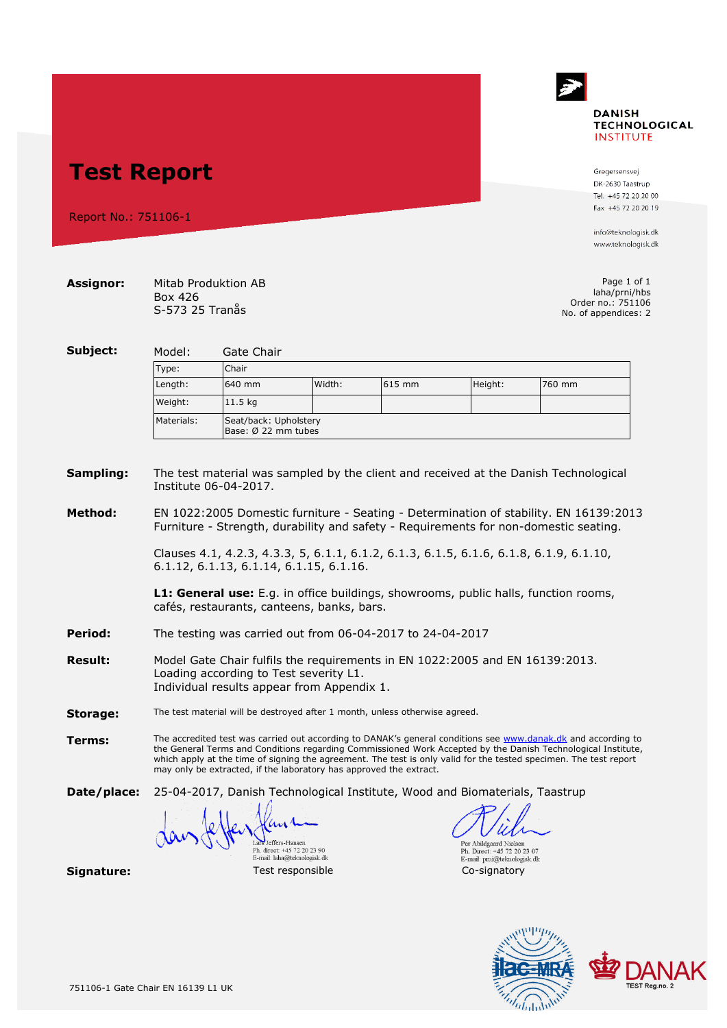# Test Report

Report No.: 751106-1

DANISH TECHNOLOGICAL INSTITUTE

Gregersensvej
DK-2630 Taastrup
Tel. +45 72 20 20 00
Fax +45 72 20 20 19

info@teknologisk.dk
www.teknologisk.dk

**Assignor:** Mitab Produktion AB
Box 426
S-573 25 Tranås

Page 1 of 1
laha/prni/hbs
Order no.: 751106
No. of appendices: 2

**Subject:** Model: Gate Chair

| Type: | Chair | | | | |
|---|---|---|---|---|---|
| Length: | 640 mm | Width: | 615 mm | Height: | 760 mm |
| Weight: | 11.5 kg | | | | |
| Materials: | Seat/back: Upholstery<br>Base: Ø 22 mm tubes | | | | |

**Sampling:** The test material was sampled by the client and received at the Danish Technological Institute 06-04-2017.

**Method:** EN 1022:2005 Domestic furniture - Seating - Determination of stability. EN 16139:2013 Furniture - Strength, durability and safety - Requirements for non-domestic seating.

Clauses 4.1, 4.2.3, 4.3.3, 5, 6.1.1, 6.1.2, 6.1.3, 6.1.5, 6.1.6, 6.1.8, 6.1.9, 6.1.10, 6.1.12, 6.1.13, 6.1.14, 6.1.15, 6.1.16.

**L1: General use:** E.g. in office buildings, showrooms, public halls, function rooms, cafés, restaurants, canteens, banks, bars.

**Period:** The testing was carried out from 06-04-2017 to 24-04-2017

**Result:** Model Gate Chair fulfils the requirements in EN 1022:2005 and EN 16139:2013. Loading according to Test severity L1.
Individual results appear from Appendix 1.

**Storage:** The test material will be destroyed after 1 month, unless otherwise agreed.

**Terms:** The accredited test was carried out according to DANAK's general conditions see www.danak.dk and according to the General Terms and Conditions regarding Commissioned Work Accepted by the Danish Technological Institute, which apply at the time of signing the agreement. The test is only valid for the tested specimen. The test report may only be extracted, if the laboratory has approved the extract.

**Date/place:** 25-04-2017, Danish Technological Institute, Wood and Biomaterials, Taastrup

**Signature:**

Lars Jeffers-Hansen
Ph. direct: +45 72 20 23 90
E-mail: laha@teknologisk.dk
Test responsible

Per Abildgaard Nielsen
Ph. Direct: +45 72 20 23 07
E-mail: prni@teknologisk.dk
Co-signatory

ilac-MRA DANAK TEST Reg.no. 2

751106-1 Gate Chair EN 16139 L1 UK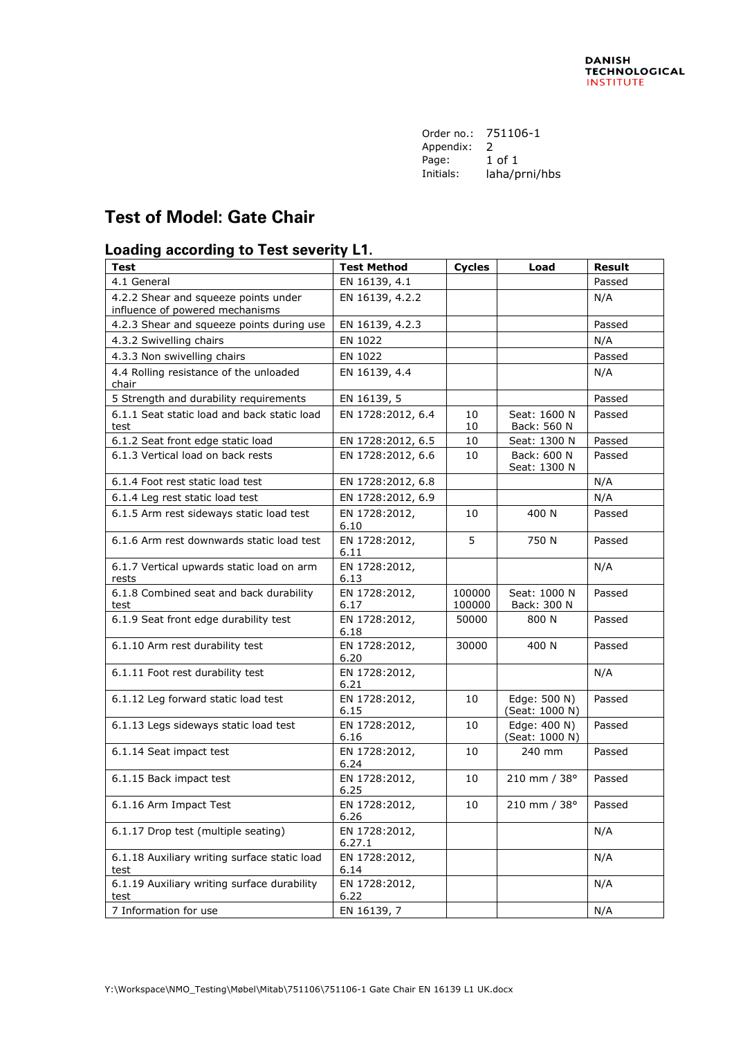DANISH TECHNOLOGICAL INSTITUTE

Order no.: 751106-1
Appendix: 2
Page: 1 of 1
Initials: laha/prni/hbs

## Test of Model: Gate Chair

### Loading according to Test severity L1.

| Test | Test Method | Cycles | Load | Result |
|---|---|---|---|---|
| 4.1 General | EN 16139, 4.1 | | | Passed |
| 4.2.2 Shear and squeeze points under influence of powered mechanisms | EN 16139, 4.2.2 | | | N/A |
| 4.2.3 Shear and squeeze points during use | EN 16139, 4.2.3 | | | Passed |
| 4.3.2 Swivelling chairs | EN 1022 | | | N/A |
| 4.3.3 Non swivelling chairs | EN 1022 | | | Passed |
| 4.4 Rolling resistance of the unloaded chair | EN 16139, 4.4 | | | N/A |
| 5 Strength and durability requirements | EN 16139, 5 | | | Passed |
| 6.1.1 Seat static load and back static load test | EN 1728:2012, 6.4 | 10<br>10 | Seat: 1600 N<br>Back: 560 N | Passed |
| 6.1.2 Seat front edge static load | EN 1728:2012, 6.5 | 10 | Seat: 1300 N | Passed |
| 6.1.3 Vertical load on back rests | EN 1728:2012, 6.6 | 10 | Back: 600 N<br>Seat: 1300 N | Passed |
| 6.1.4 Foot rest static load test | EN 1728:2012, 6.8 | | | N/A |
| 6.1.4 Leg rest static load test | EN 1728:2012, 6.9 | | | N/A |
| 6.1.5 Arm rest sideways static load test | EN 1728:2012, 6.10 | 10 | 400 N | Passed |
| 6.1.6 Arm rest downwards static load test | EN 1728:2012, 6.11 | 5 | 750 N | Passed |
| 6.1.7 Vertical upwards static load on arm rests | EN 1728:2012, 6.13 | | | N/A |
| 6.1.8 Combined seat and back durability test | EN 1728:2012, 6.17 | 100000<br>100000 | Seat: 1000 N<br>Back: 300 N | Passed |
| 6.1.9 Seat front edge durability test | EN 1728:2012, 6.18 | 50000 | 800 N | Passed |
| 6.1.10 Arm rest durability test | EN 1728:2012, 6.20 | 30000 | 400 N | Passed |
| 6.1.11 Foot rest durability test | EN 1728:2012, 6.21 | | | N/A |
| 6.1.12 Leg forward static load test | EN 1728:2012, 6.15 | 10 | Edge: 500 N)<br>(Seat: 1000 N) | Passed |
| 6.1.13 Legs sideways static load test | EN 1728:2012, 6.16 | 10 | Edge: 400 N)<br>(Seat: 1000 N) | Passed |
| 6.1.14 Seat impact test | EN 1728:2012, 6.24 | 10 | 240 mm | Passed |
| 6.1.15 Back impact test | EN 1728:2012, 6.25 | 10 | 210 mm / 38° | Passed |
| 6.1.16 Arm Impact Test | EN 1728:2012, 6.26 | 10 | 210 mm / 38° | Passed |
| 6.1.17 Drop test (multiple seating) | EN 1728:2012, 6.27.1 | | | N/A |
| 6.1.18 Auxiliary writing surface static load test | EN 1728:2012, 6.14 | | | N/A |
| 6.1.19 Auxiliary writing surface durability test | EN 1728:2012, 6.22 | | | N/A |
| 7 Information for use | EN 16139, 7 | | | N/A |

Y:\Workspace\NMO_Testing\Møbel\Mitab\751106\751106-1 Gate Chair EN 16139 L1 UK.docx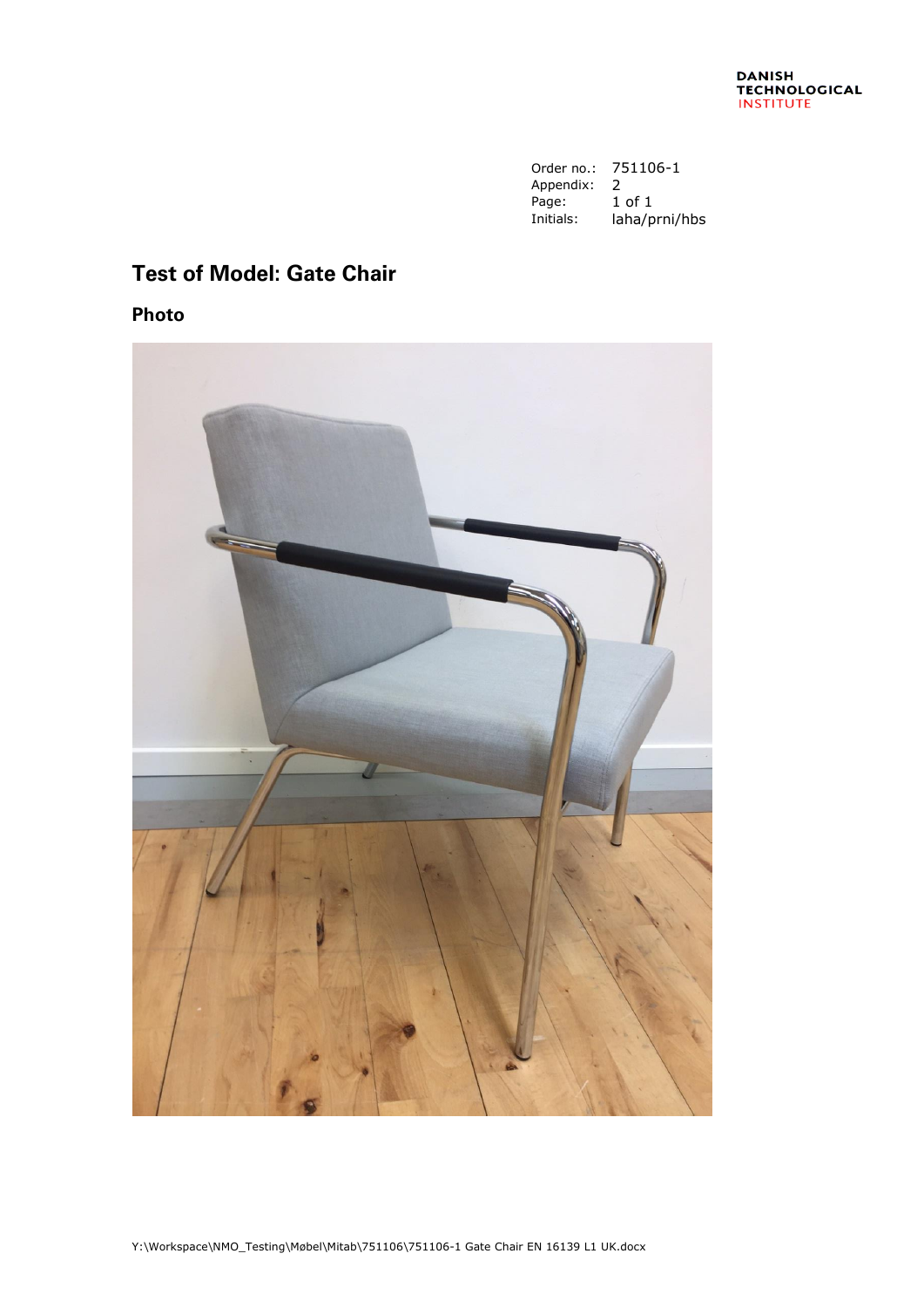| | |
|---|---|
| Order no.: | 751106-1 |
| Appendix: | 2 |
| Page: | 1 of 1 |
| Initials: | laha/prni/hbs |

# Test of Model: Gate Chair

## Photo